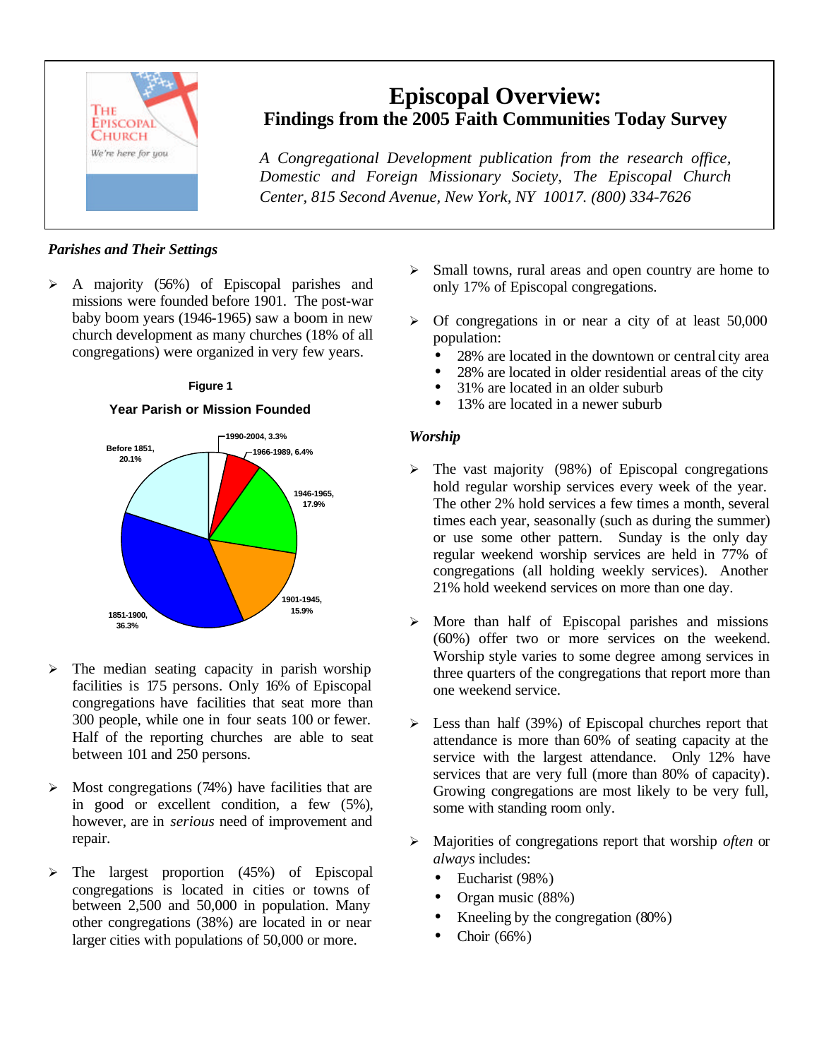# Episcopal Overview:

## Findings from the 2005 Faith Communities Today Survey

*A Congregational Development publication from the research office, Domestic and Foreign Missionary Society, The Episcopal Church Center, 815 Second Avenue, New York, NY 10017. (800) 334-7626*

### *Parishes and Their Settings*

- A majority (56%) of Episcopal parishes and missions were founded before 1901. The post-war baby boom years (1946-1965) saw a boom in new church development as many churches (18% of all congregations) were organized in very few years.

**Figure 1**

**Year Parish or Mission Founded**

| Period | Percent |
|---|---|
| Before 1851 | 20.1% |
| 1851-1900 | 36.3% |
| 1901-1945 | 15.9% |
| 1946-1965 | 17.9% |
| 1966-1989 | 6.4% |
| 1990-2004 | 3.3% |

- The median seating capacity in parish worship facilities is 175 persons. Only 16% of Episcopal congregations have facilities that seat more than 300 people, while one in four seats 100 or fewer. Half of the reporting churches are able to seat between 101 and 250 persons.

- Most congregations (74%) have facilities that are in good or excellent condition, a few (5%), however, are in *serious* need of improvement and repair.

- The largest proportion (45%) of Episcopal congregations is located in cities or towns of between 2,500 and 50,000 in population. Many other congregations (38%) are located in or near larger cities with populations of 50,000 or more.

- Small towns, rural areas and open country are home to only 17% of Episcopal congregations.

- Of congregations in or near a city of at least 50,000 population:
  - 28% are located in the downtown or central city area
  - 28% are located in older residential areas of the city
  - 31% are located in an older suburb
  - 13% are located in a newer suburb

### *Worship*

- The vast majority (98%) of Episcopal congregations hold regular worship services every week of the year. The other 2% hold services a few times a month, several times each year, seasonally (such as during the summer) or use some other pattern. Sunday is the only day regular weekend worship services are held in 77% of congregations (all holding weekly services). Another 21% hold weekend services on more than one day.

- More than half of Episcopal parishes and missions (60%) offer two or more services on the weekend. Worship style varies to some degree among services in three quarters of the congregations that report more than one weekend service.

- Less than half (39%) of Episcopal churches report that attendance is more than 60% of seating capacity at the service with the largest attendance. Only 12% have services that are very full (more than 80% of capacity). Growing congregations are most likely to be very full, some with standing room only.

- Majorities of congregations report that worship *often* or *always* includes:
  - Eucharist (98%)
  - Organ music (88%)
  - Kneeling by the congregation (80%)
  - Choir (66%)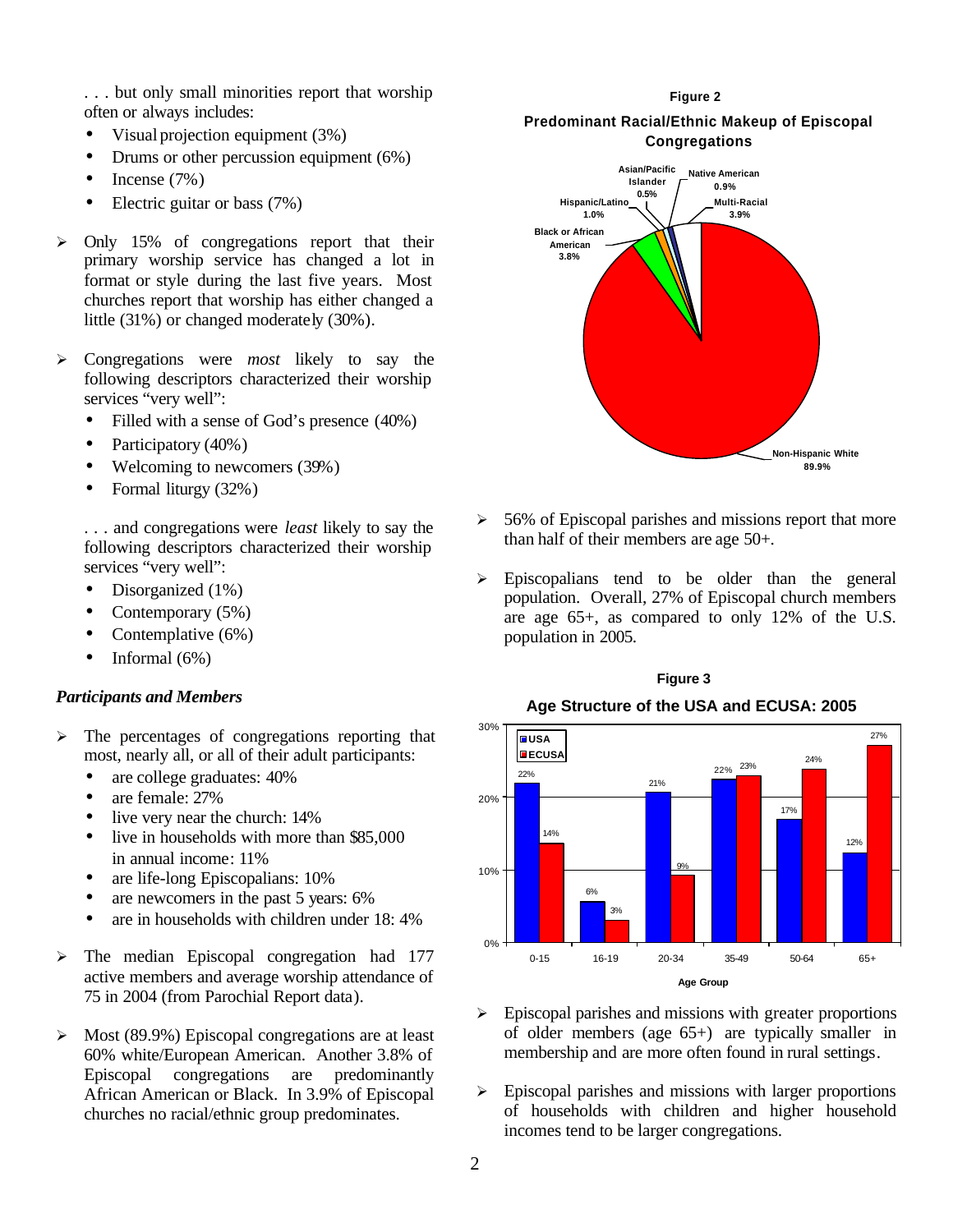. . . but only small minorities report that worship often or always includes:

- Visual projection equipment (3%)
- Drums or other percussion equipment (6%)
- Incense (7%)
- Electric guitar or bass (7%)

- Only 15% of congregations report that their primary worship service has changed a lot in format or style during the last five years. Most churches report that worship has either changed a little (31%) or changed moderately (30%).

- Congregations were *most* likely to say the following descriptors characterized their worship services "very well":
  - Filled with a sense of God's presence (40%)
  - Participatory (40%)
  - Welcoming to newcomers (39%)
  - Formal liturgy (32%)

. . . and congregations were *least* likely to say the following descriptors characterized their worship services "very well":

- Disorganized (1%)
- Contemporary (5%)
- Contemplative (6%)
- Informal (6%)

### *Participants and Members*

- The percentages of congregations reporting that most, nearly all, or all of their adult participants:
  - are college graduates: 40%
  - are female: 27%
  - live very near the church: 14%
  - live in households with more than $85,000 in annual income: 11%
  - are life-long Episcopalians: 10%
  - are newcomers in the past 5 years: 6%
  - are in households with children under 18: 4%

- The median Episcopal congregation had 177 active members and average worship attendance of 75 in 2004 (from Parochial Report data).

- Most (89.9%) Episcopal congregations are at least 60% white/European American. Another 3.8% of Episcopal congregations are predominantly African American or Black. In 3.9% of Episcopal churches no racial/ethnic group predominates.

**Figure 2**

**Predominant Racial/Ethnic Makeup of Episcopal Congregations**

| Group | Percent |
|---|---|
| Non-Hispanic White | 89.9% |
| Black or African American | 3.8% |
| Hispanic/Latino | 1.0% |
| Asian/Pacific Islander | 0.5% |
| Native American | 0.9% |
| Multi-Racial | 3.9% |

- 56% of Episcopal parishes and missions report that more than half of their members are age 50+.

- Episcopalians tend to be older than the general population. Overall, 27% of Episcopal church members are age 65+, as compared to only 12% of the U.S. population in 2005.

**Figure 3**

**Age Structure of the USA and ECUSA: 2005**

| Age Group | USA | ECUSA |
|---|---|---|
| 0-15 | 22% | 14% |
| 16-19 | 6% | 3% |
| 20-34 | 21% | 9% |
| 35-49 | 22% | 23% |
| 50-64 | 17% | 24% |
| 65+ | 12% | 27% |

- Episcopal parishes and missions with greater proportions of older members (age 65+) are typically smaller in membership and are more often found in rural settings.

- Episcopal parishes and missions with larger proportions of households with children and higher household incomes tend to be larger congregations.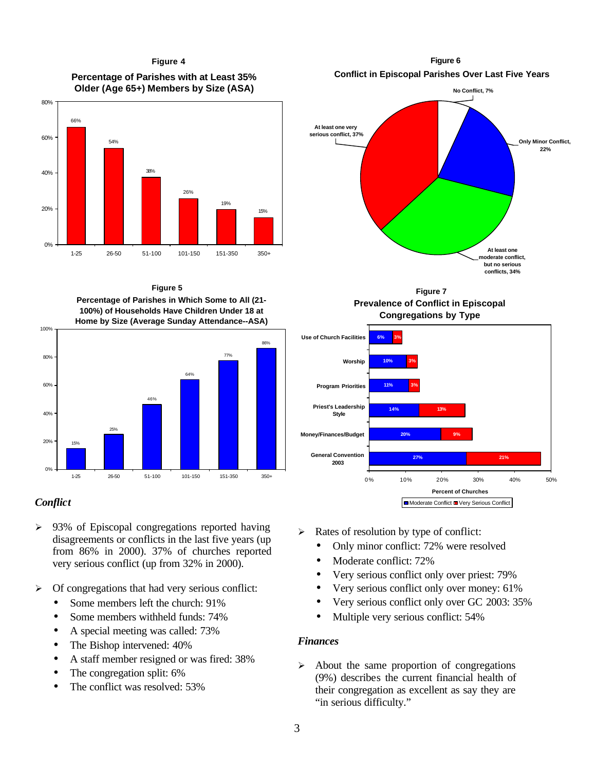**Figure 4**

**Percentage of Parishes with at Least 35% Older (Age 65+) Members by Size (ASA)**

| Size (ASA) | Percentage |
|---|---|
| 1-25 | 66% |
| 26-50 | 54% |
| 51-100 | 38% |
| 101-150 | 26% |
| 151-350 | 19% |
| 350+ | 15% |

**Figure 5**

**Percentage of Parishes in Which Some to All (21-100%) of Households Have Children Under 18 at Home by Size (Average Sunday Attendance--ASA)**

| Size (ASA) | Percentage |
|---|---|
| 1-25 | 15% |
| 26-50 | 25% |
| 51-100 | 46% |
| 101-150 | 64% |
| 151-350 | 77% |
| 350+ | 86% |

**Figure 6**

**Conflict in Episcopal Parishes Over Last Five Years**

| Category | Percentage |
|---|---|
| No Conflict | 7% |
| Only Minor Conflict | 22% |
| At least one moderate conflict, but no serious conflicts | 34% |
| At least one very serious conflict | 37% |

**Figure 7**

**Prevalence of Conflict in Episcopal Congregations by Type**

| Type | Moderate Conflict | Very Serious Conflict |
|---|---|---|
| Use of Church Facilities | 6% | 3% |
| Worship | 10% | 3% |
| Program Priorities | 11% | 3% |
| Priest's Leadership Style | 14% | 13% |
| Money/Finances/Budget | 20% | 9% |
| General Convention 2003 | 27% | 21% |

Percent of Churches

## *Conflict*

- 93% of Episcopal congregations reported having disagreements or conflicts in the last five years (up from 86% in 2000). 37% of churches reported very serious conflict (up from 32% in 2000).

- Of congregations that had very serious conflict:
  - Some members left the church: 91%
  - Some members withheld funds: 74%
  - A special meeting was called: 73%
  - The Bishop intervened: 40%
  - A staff member resigned or was fired: 38%
  - The congregation split: 6%
  - The conflict was resolved: 53%

- Rates of resolution by type of conflict:
  - Only minor conflict: 72% were resolved
  - Moderate conflict: 72%
  - Very serious conflict only over priest: 79%
  - Very serious conflict only over money: 61%
  - Very serious conflict only over GC 2003: 35%
  - Multiple very serious conflict: 54%

## *Finances*

- About the same proportion of congregations (9%) describes the current financial health of their congregation as excellent as say they are "in serious difficulty."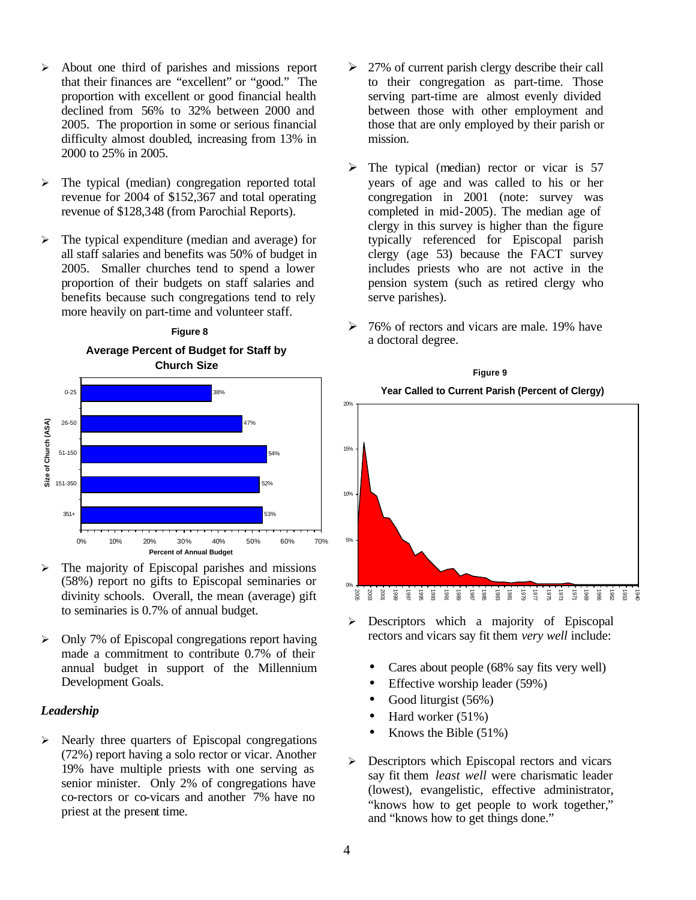- About one third of parishes and missions report that their finances are "excellent" or "good." The proportion with excellent or good financial health declined from 56% to 32% between 2000 and 2005. The proportion in some or serious financial difficulty almost doubled, increasing from 13% in 2000 to 25% in 2005.

- The typical (median) congregation reported total revenue for 2004 of $152,367 and total operating revenue of $128,348 (from Parochial Reports).

- The typical expenditure (median and average) for all staff salaries and benefits was 50% of budget in 2005. Smaller churches tend to spend a lower proportion of their budgets on staff salaries and benefits because such congregations tend to rely more heavily on part-time and volunteer staff.

**Figure 8**

**Average Percent of Budget for Staff by Church Size**

| Size of Church (ASA) | Percent of Annual Budget |
|---|---|
| 0-25 | 38% |
| 26-50 | 47% |
| 51-150 | 54% |
| 151-350 | 52% |
| 351+ | 53% |

- The majority of Episcopal parishes and missions (58%) report no gifts to Episcopal seminaries or divinity schools. Overall, the mean (average) gift to seminaries is 0.7% of annual budget.

- Only 7% of Episcopal congregations report having made a commitment to contribute 0.7% of their annual budget in support of the Millennium Development Goals.

### *Leadership*

- Nearly three quarters of Episcopal congregations (72%) report having a solo rector or vicar. Another 19% have multiple priests with one serving as senior minister. Only 2% of congregations have co-rectors or co-vicars and another 7% have no priest at the present time.

- 27% of current parish clergy describe their call to their congregation as part-time. Those serving part-time are almost evenly divided between those with other employment and those that are only employed by their parish or mission.

- The typical (median) rector or vicar is 57 years of age and was called to his or her congregation in 2001 (note: survey was completed in mid-2005). The median age of clergy in this survey is higher than the figure typically referenced for Episcopal parish clergy (age 53) because the FACT survey includes priests who are not active in the pension system (such as retired clergy who serve parishes).

- 76% of rectors and vicars are male. 19% have a doctoral degree.

**Figure 9**

**Year Called to Current Parish (Percent of Clergy)**

- Descriptors which a majority of Episcopal rectors and vicars say fit them *very well* include:
  - Cares about people (68% say fits very well)
  - Effective worship leader (59%)
  - Good liturgist (56%)
  - Hard worker (51%)
  - Knows the Bible (51%)

- Descriptors which Episcopal rectors and vicars say fit them *least well* were charismatic leader (lowest), evangelistic, effective administrator, "knows how to get people to work together," and "knows how to get things done."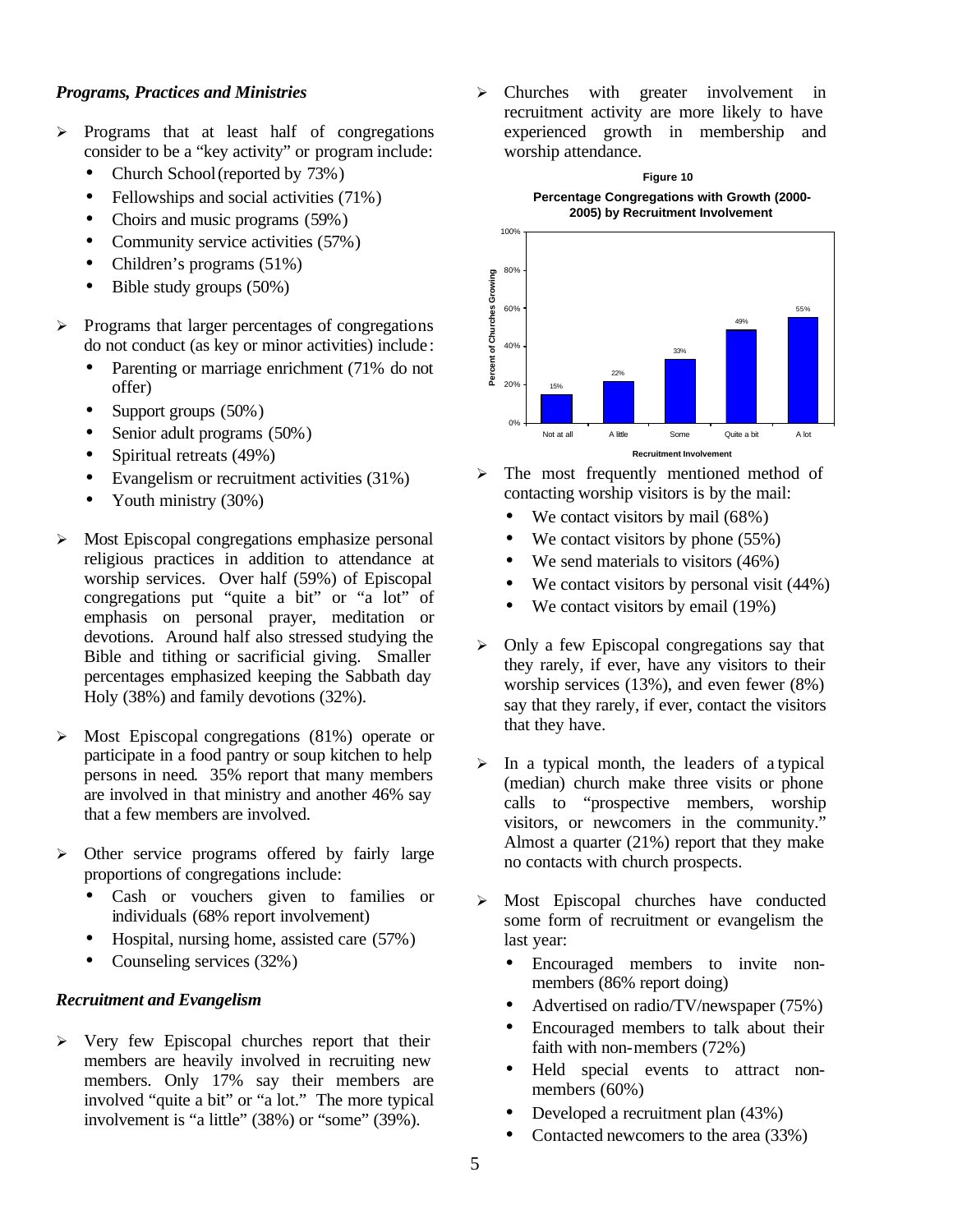### *Programs, Practices and Ministries*

- Programs that at least half of congregations consider to be a "key activity" or program include:
  - Church School (reported by 73%)
  - Fellowships and social activities (71%)
  - Choirs and music programs (59%)
  - Community service activities (57%)
  - Children's programs (51%)
  - Bible study groups (50%)
- Programs that larger percentages of congregations do not conduct (as key or minor activities) include:
  - Parenting or marriage enrichment (71% do not offer)
  - Support groups (50%)
  - Senior adult programs (50%)
  - Spiritual retreats (49%)
  - Evangelism or recruitment activities (31%)
  - Youth ministry (30%)
- Most Episcopal congregations emphasize personal religious practices in addition to attendance at worship services. Over half (59%) of Episcopal congregations put "quite a bit" or "a lot" of emphasis on personal prayer, meditation or devotions. Around half also stressed studying the Bible and tithing or sacrificial giving. Smaller percentages emphasized keeping the Sabbath day Holy (38%) and family devotions (32%).
- Most Episcopal congregations (81%) operate or participate in a food pantry or soup kitchen to help persons in need. 35% report that many members are involved in that ministry and another 46% say that a few members are involved.
- Other service programs offered by fairly large proportions of congregations include:
  - Cash or vouchers given to families or individuals (68% report involvement)
  - Hospital, nursing home, assisted care (57%)
  - Counseling services (32%)

### *Recruitment and Evangelism*

- Very few Episcopal churches report that their members are heavily involved in recruiting new members. Only 17% say their members are involved "quite a bit" or "a lot." The more typical involvement is "a little" (38%) or "some" (39%).
- Churches with greater involvement in recruitment activity are more likely to have experienced growth in membership and worship attendance.

**Figure 10**

**Percentage Congregations with Growth (2000-2005) by Recruitment Involvement**

| Recruitment Involvement | Percent of Churches Growing |
|---|---|
| Not at all | 15% |
| A little | 22% |
| Some | 33% |
| Quite a bit | 49% |
| A lot | 55% |

- The most frequently mentioned method of contacting worship visitors is by the mail:
  - We contact visitors by mail (68%)
  - We contact visitors by phone (55%)
  - We send materials to visitors (46%)
  - We contact visitors by personal visit (44%)
  - We contact visitors by email (19%)
- Only a few Episcopal congregations say that they rarely, if ever, have any visitors to their worship services (13%), and even fewer (8%) say that they rarely, if ever, contact the visitors that they have.
- In a typical month, the leaders of a typical (median) church make three visits or phone calls to "prospective members, worship visitors, or newcomers in the community." Almost a quarter (21%) report that they make no contacts with church prospects.
- Most Episcopal churches have conducted some form of recruitment or evangelism the last year:
  - Encouraged members to invite non-members (86% report doing)
  - Advertised on radio/TV/newspaper (75%)
  - Encouraged members to talk about their faith with non-members (72%)
  - Held special events to attract non-members (60%)
  - Developed a recruitment plan (43%)
  - Contacted newcomers to the area (33%)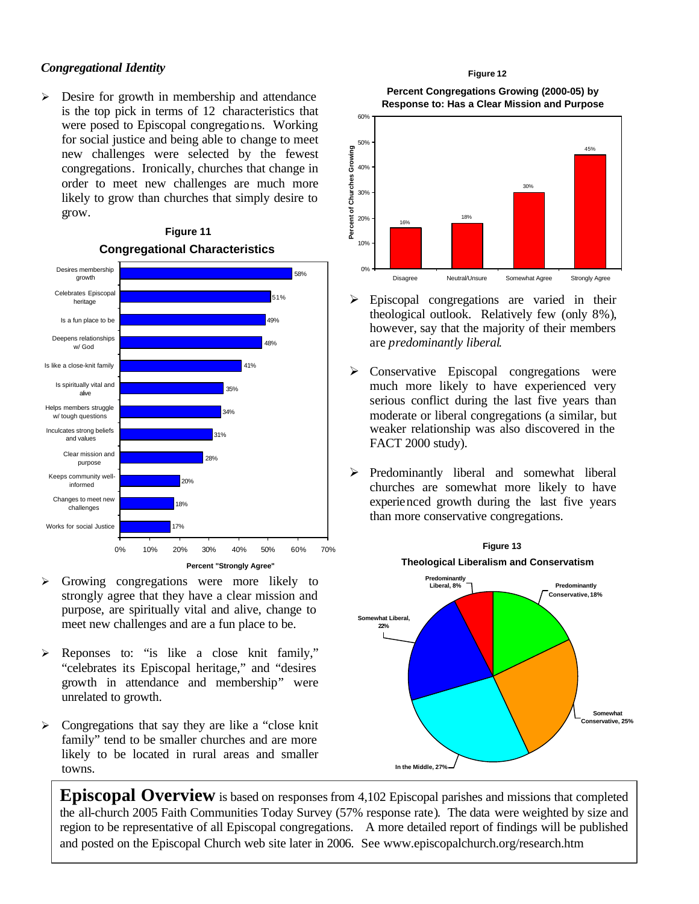### *Congregational Identity*

- Desire for growth in membership and attendance is the top pick in terms of 12 characteristics that were posed to Episcopal congregations. Working for social justice and being able to change to meet new challenges were selected by the fewest congregations. Ironically, churches that change in order to meet new challenges are much more likely to grow than churches that simply desire to grow.

**Figure 11**

**Congregational Characteristics**

Desires membership growth 58%
Celebrates Episcopal heritage 51%
Is a fun place to be 49%
Deepens relationships w/ God 48%
Is like a close-knit family 41%
Is spiritually vital and alive 35%
Helps members struggle w/ tough questions 34%
Inculcates strong beliefs and values 31%
Clear mission and purpose 28%
Keeps community well-informed 20%
Changes to meet new challenges 18%
Works for social Justice 17%

0% 10% 20% 30% 40% 50% 60% 70%

Percent "Strongly Agree"

- Growing congregations were more likely to strongly agree that they have a clear mission and purpose, are spiritually vital and alive, change to meet new challenges and are a fun place to be.

- Reponses to: "is like a close knit family," "celebrates its Episcopal heritage," and "desires growth in attendance and membership" were unrelated to growth.

- Congregations that say they are like a "close knit family" tend to be smaller churches and are more likely to be located in rural areas and smaller towns.

**Figure 12**

**Percent Congregations Growing (2000-05) by Response to: Has a Clear Mission and Purpose**

Percent of Churches Growing

0% 10% 20% 30% 40% 50% 60%

Disagree 16%
Neutral/Unsure 18%
Somewhat Agree 30%
Strongly Agree 45%

- Episcopal congregations are varied in their theological outlook. Relatively few (only 8%), however, say that the majority of their members are *predominantly liberal*.

- Conservative Episcopal congregations were much more likely to have experienced very serious conflict during the last five years than moderate or liberal congregations (a similar, but weaker relationship was also discovered in the FACT 2000 study).

- Predominantly liberal and somewhat liberal churches are somewhat more likely to have experienced growth during the last five years than more conservative congregations.

**Figure 13**

**Theological Liberalism and Conservatism**

Predominantly Liberal, 8%
Predominantly Conservative, 18%
Somewhat Liberal, 22%
Somewhat Conservative, 25%
In the Middle, 27%

**Episcopal Overview** is based on responses from 4,102 Episcopal parishes and missions that completed the all-church 2005 Faith Communities Today Survey (57% response rate). The data were weighted by size and region to be representative of all Episcopal congregations. A more detailed report of findings will be published and posted on the Episcopal Church web site later in 2006. See www.episcopalchurch.org/research.htm